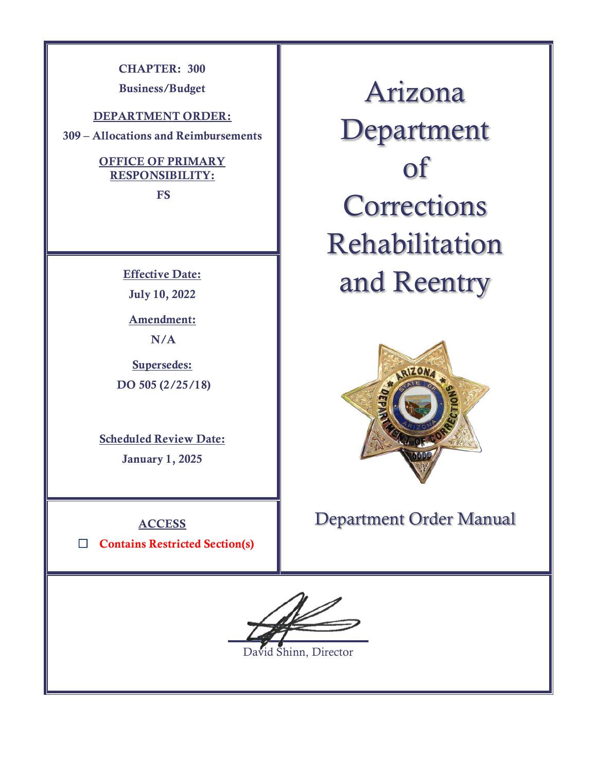**CHAPTER: 300**

**Business/Budget**

**DEPARTMENT ORDER:**

**309 – Allocations and Reimbursements**

**OFFICE OF PRIMARY RESPONSIBILITY:**

**FS**

# Arizona Department of Corrections Rehabilitation and Reentry

**Effective Date:**

**July 10, 2022**

**Amendment:**

**N/A**

**Supersedes:**

**DO 505 (2/25/18)**

**Scheduled Review Date:**

**January 1, 2025**

**ACCESS**

☐ **Contains Restricted Section(s)**

## Department Order Manual

David Shinn, Director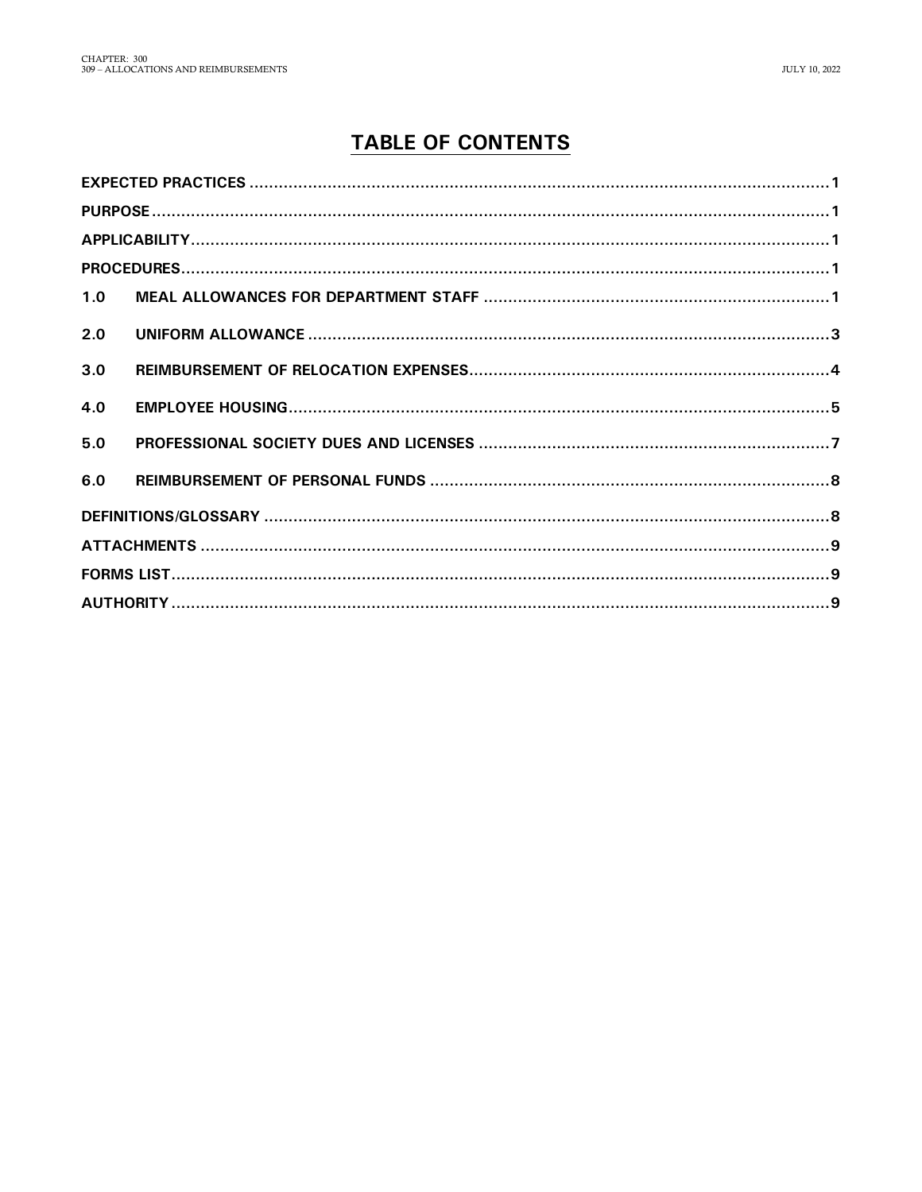# TABLE OF CONTENTS

| | | |
|---|---|---|
| **EXPECTED PRACTICES** | | 1 |
| **PURPOSE** | | 1 |
| **APPLICABILITY** | | 1 |
| **PROCEDURES** | | 1 |
| **1.0** | **MEAL ALLOWANCES FOR DEPARTMENT STAFF** | 1 |
| **2.0** | **UNIFORM ALLOWANCE** | 3 |
| **3.0** | **REIMBURSEMENT OF RELOCATION EXPENSES** | 4 |
| **4.0** | **EMPLOYEE HOUSING** | 5 |
| **5.0** | **PROFESSIONAL SOCIETY DUES AND LICENSES** | 7 |
| **6.0** | **REIMBURSEMENT OF PERSONAL FUNDS** | 8 |
| **DEFINITIONS/GLOSSARY** | | 8 |
| **ATTACHMENTS** | | 9 |
| **FORMS LIST** | | 9 |
| **AUTHORITY** | | 9 |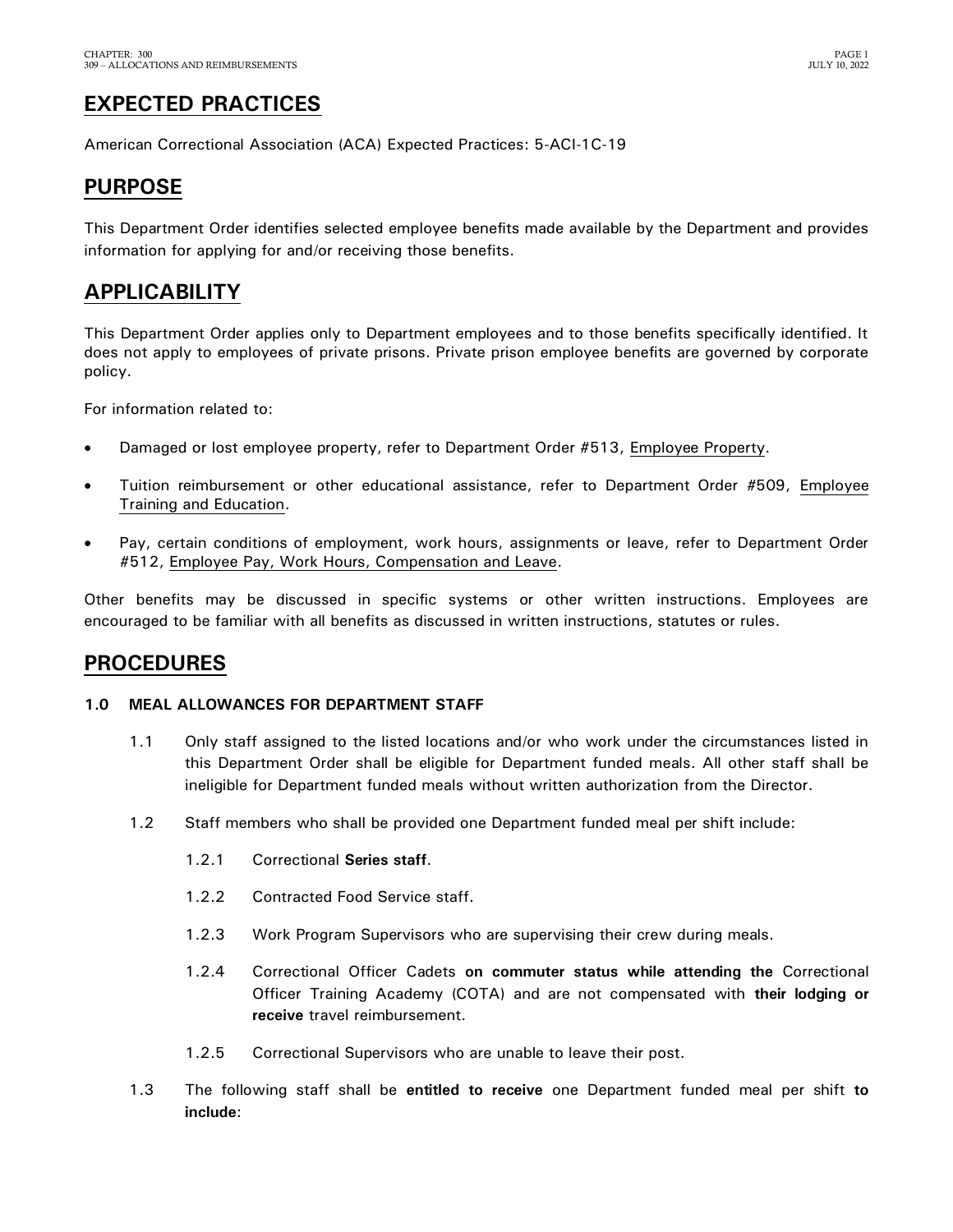# EXPECTED PRACTICES

American Correctional Association (ACA) Expected Practices: 5-ACI-1C-19

# PURPOSE

This Department Order identifies selected employee benefits made available by the Department and provides information for applying for and/or receiving those benefits.

# APPLICABILITY

This Department Order applies only to Department employees and to those benefits specifically identified. It does not apply to employees of private prisons. Private prison employee benefits are governed by corporate policy.

For information related to:

- Damaged or lost employee property, refer to Department Order #513, Employee Property.
- Tuition reimbursement or other educational assistance, refer to Department Order #509, Employee Training and Education.
- Pay, certain conditions of employment, work hours, assignments or leave, refer to Department Order #512, Employee Pay, Work Hours, Compensation and Leave.

Other benefits may be discussed in specific systems or other written instructions. Employees are encouraged to be familiar with all benefits as discussed in written instructions, statutes or rules.

# PROCEDURES

**1.0 MEAL ALLOWANCES FOR DEPARTMENT STAFF**

1.1 Only staff assigned to the listed locations and/or who work under the circumstances listed in this Department Order shall be eligible for Department funded meals. All other staff shall be ineligible for Department funded meals without written authorization from the Director.

1.2 Staff members who shall be provided one Department funded meal per shift include:

1.2.1 Correctional **Series staff**.

1.2.2 Contracted Food Service staff.

1.2.3 Work Program Supervisors who are supervising their crew during meals.

1.2.4 Correctional Officer Cadets **on commuter status while attending the** Correctional Officer Training Academy (COTA) and are not compensated with **their lodging or receive** travel reimbursement.

1.2.5 Correctional Supervisors who are unable to leave their post.

1.3 The following staff shall be **entitled to receive** one Department funded meal per shift **to include**: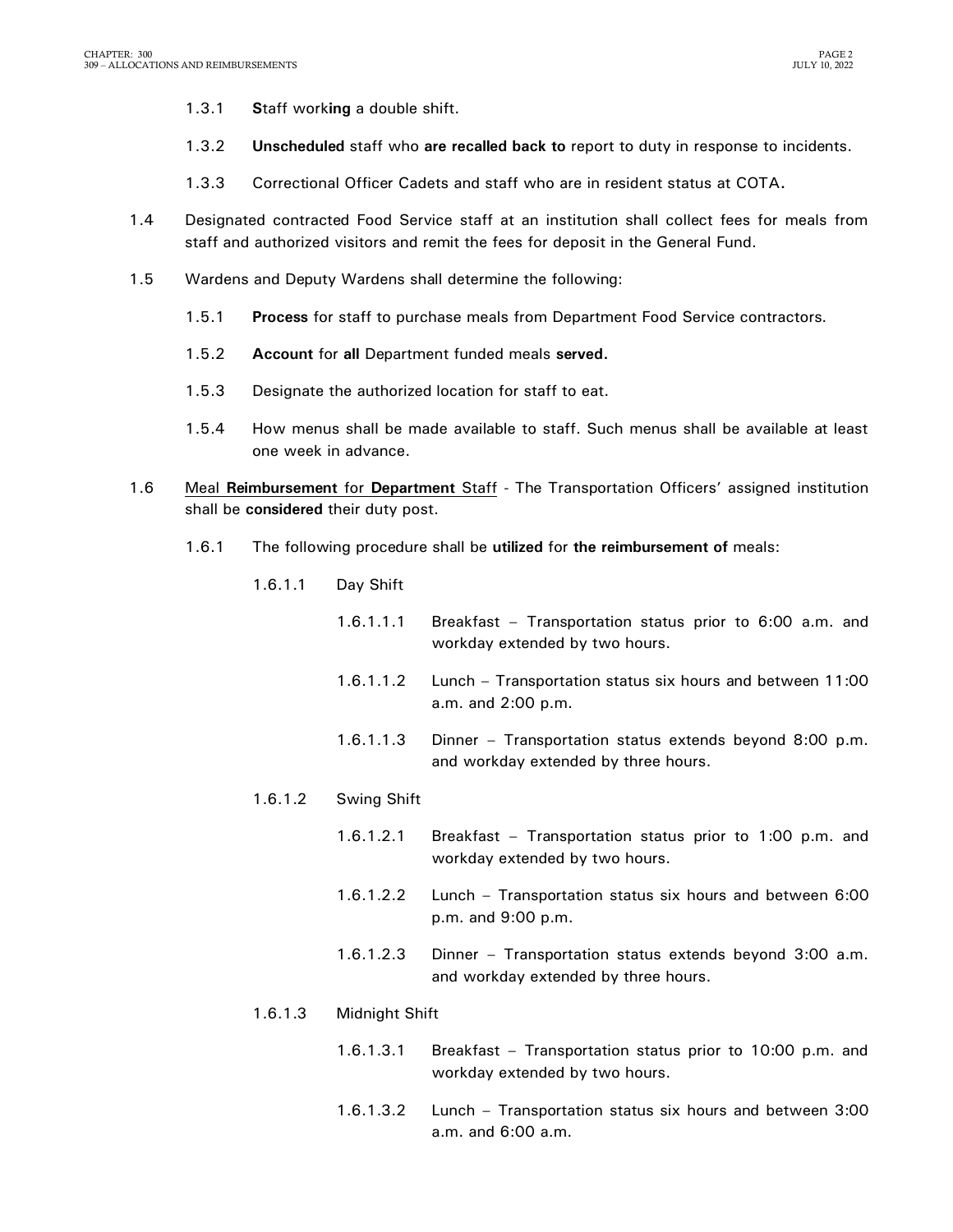1.3.1 **S**taff work**ing** a double shift.

1.3.2 **Unscheduled** staff who **are recalled back to** report to duty in response to incidents.

1.3.3 Correctional Officer Cadets and staff who are in resident status at COTA**.**

1.4 Designated contracted Food Service staff at an institution shall collect fees for meals from staff and authorized visitors and remit the fees for deposit in the General Fund.

1.5 Wardens and Deputy Wardens shall determine the following:

1.5.1 **Process** for staff to purchase meals from Department Food Service contractors.

1.5.2 **Account** for **all** Department funded meals **served.**

1.5.3 Designate the authorized location for staff to eat.

1.5.4 How menus shall be made available to staff. Such menus shall be available at least one week in advance.

1.6 Meal **Reimbursement** for **Department** Staff - The Transportation Officers' assigned institution shall be **considered** their duty post.

1.6.1 The following procedure shall be **utilized** for **the reimbursement of** meals:

1.6.1.1 Day Shift

1.6.1.1.1 Breakfast – Transportation status prior to 6:00 a.m. and workday extended by two hours.

1.6.1.1.2 Lunch – Transportation status six hours and between 11:00 a.m. and 2:00 p.m.

1.6.1.1.3 Dinner – Transportation status extends beyond 8:00 p.m. and workday extended by three hours.

1.6.1.2 Swing Shift

1.6.1.2.1 Breakfast – Transportation status prior to 1:00 p.m. and workday extended by two hours.

1.6.1.2.2 Lunch – Transportation status six hours and between 6:00 p.m. and 9:00 p.m.

1.6.1.2.3 Dinner – Transportation status extends beyond 3:00 a.m. and workday extended by three hours.

1.6.1.3 Midnight Shift

1.6.1.3.1 Breakfast – Transportation status prior to 10:00 p.m. and workday extended by two hours.

1.6.1.3.2 Lunch – Transportation status six hours and between 3:00 a.m. and 6:00 a.m.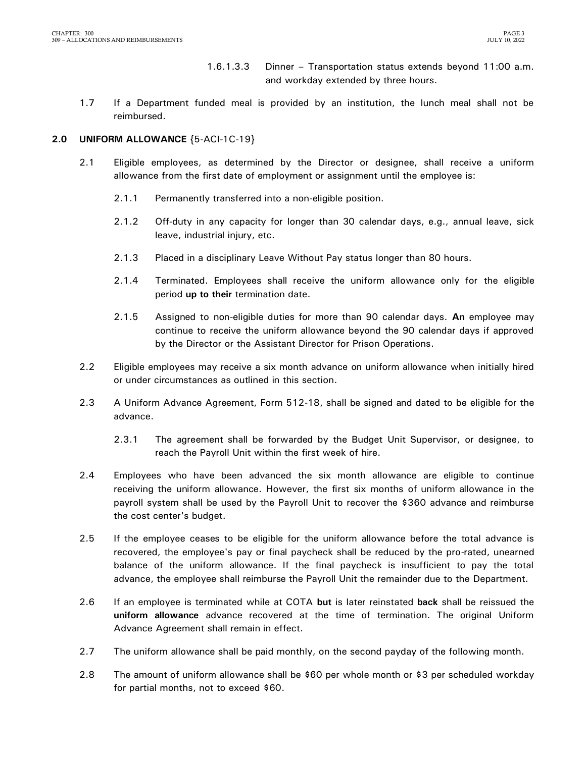1.6.1.3.3 Dinner – Transportation status extends beyond 11:00 a.m. and workday extended by three hours.

1.7 If a Department funded meal is provided by an institution, the lunch meal shall not be reimbursed.

## 2.0 UNIFORM ALLOWANCE {5-ACI-1C-19}

2.1 Eligible employees, as determined by the Director or designee, shall receive a uniform allowance from the first date of employment or assignment until the employee is:

2.1.1 Permanently transferred into a non-eligible position.

2.1.2 Off-duty in any capacity for longer than 30 calendar days, e.g., annual leave, sick leave, industrial injury, etc.

2.1.3 Placed in a disciplinary Leave Without Pay status longer than 80 hours.

2.1.4 Terminated. Employees shall receive the uniform allowance only for the eligible period **up to their** termination date.

2.1.5 Assigned to non-eligible duties for more than 90 calendar days. **An** employee may continue to receive the uniform allowance beyond the 90 calendar days if approved by the Director or the Assistant Director for Prison Operations.

2.2 Eligible employees may receive a six month advance on uniform allowance when initially hired or under circumstances as outlined in this section.

2.3 A Uniform Advance Agreement, Form 512-18, shall be signed and dated to be eligible for the advance.

2.3.1 The agreement shall be forwarded by the Budget Unit Supervisor, or designee, to reach the Payroll Unit within the first week of hire.

2.4 Employees who have been advanced the six month allowance are eligible to continue receiving the uniform allowance. However, the first six months of uniform allowance in the payroll system shall be used by the Payroll Unit to recover the $360 advance and reimburse the cost center's budget.

2.5 If the employee ceases to be eligible for the uniform allowance before the total advance is recovered, the employee's pay or final paycheck shall be reduced by the pro-rated, unearned balance of the uniform allowance. If the final paycheck is insufficient to pay the total advance, the employee shall reimburse the Payroll Unit the remainder due to the Department.

2.6 If an employee is terminated while at COTA **but** is later reinstated **back** shall be reissued the **uniform allowance** advance recovered at the time of termination. The original Uniform Advance Agreement shall remain in effect.

2.7 The uniform allowance shall be paid monthly, on the second payday of the following month.

2.8 The amount of uniform allowance shall be $60 per whole month or $3 per scheduled workday for partial months, not to exceed $60.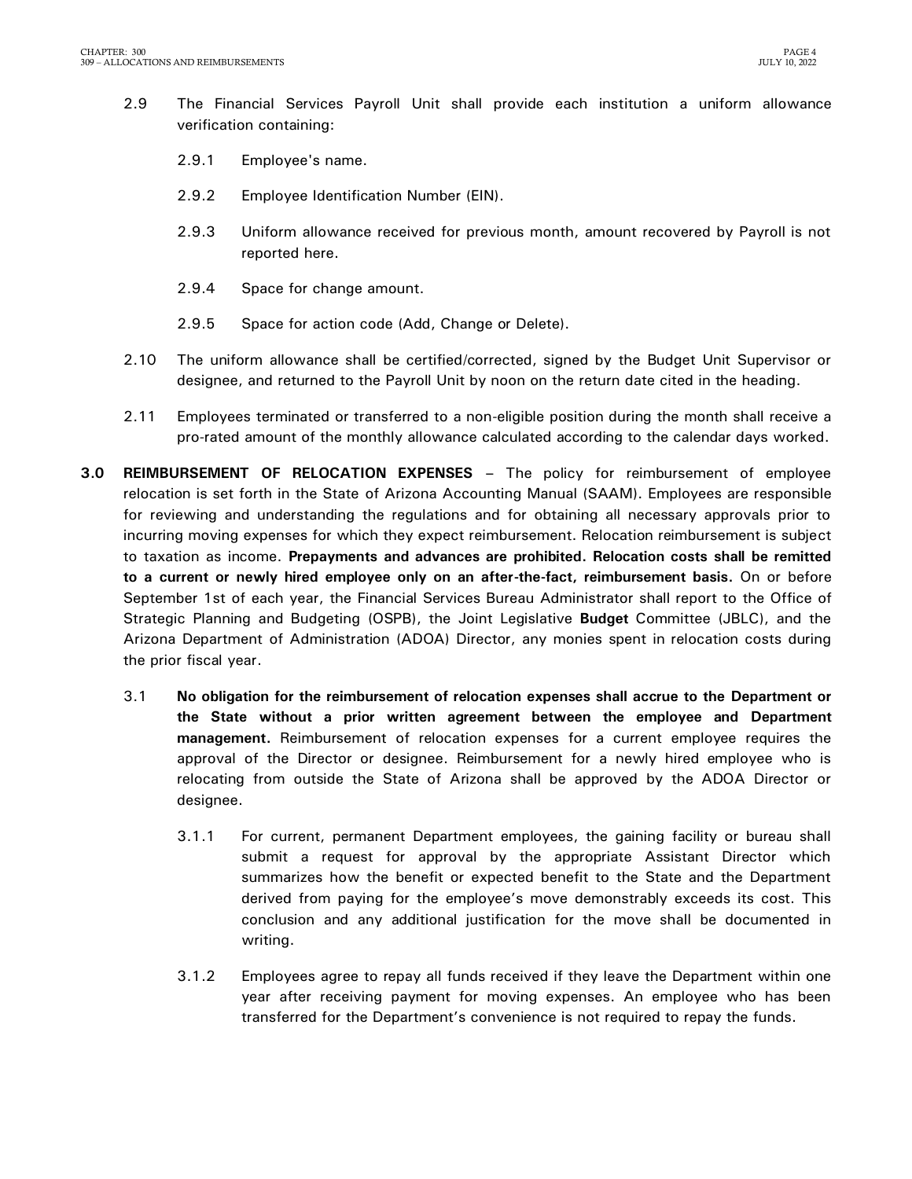2.9 The Financial Services Payroll Unit shall provide each institution a uniform allowance verification containing:

2.9.1 Employee's name.

2.9.2 Employee Identification Number (EIN).

2.9.3 Uniform allowance received for previous month, amount recovered by Payroll is not reported here.

2.9.4 Space for change amount.

2.9.5 Space for action code (Add, Change or Delete).

2.10 The uniform allowance shall be certified/corrected, signed by the Budget Unit Supervisor or designee, and returned to the Payroll Unit by noon on the return date cited in the heading.

2.11 Employees terminated or transferred to a non-eligible position during the month shall receive a pro-rated amount of the monthly allowance calculated according to the calendar days worked.

**3.0 REIMBURSEMENT OF RELOCATION EXPENSES** – The policy for reimbursement of employee relocation is set forth in the State of Arizona Accounting Manual (SAAM). Employees are responsible for reviewing and understanding the regulations and for obtaining all necessary approvals prior to incurring moving expenses for which they expect reimbursement. Relocation reimbursement is subject to taxation as income. **Prepayments and advances are prohibited. Relocation costs shall be remitted to a current or newly hired employee only on an after-the-fact, reimbursement basis.** On or before September 1st of each year, the Financial Services Bureau Administrator shall report to the Office of Strategic Planning and Budgeting (OSPB), the Joint Legislative **Budget** Committee (JBLC), and the Arizona Department of Administration (ADOA) Director, any monies spent in relocation costs during the prior fiscal year.

3.1 **No obligation for the reimbursement of relocation expenses shall accrue to the Department or the State without a prior written agreement between the employee and Department management.** Reimbursement of relocation expenses for a current employee requires the approval of the Director or designee. Reimbursement for a newly hired employee who is relocating from outside the State of Arizona shall be approved by the ADOA Director or designee.

3.1.1 For current, permanent Department employees, the gaining facility or bureau shall submit a request for approval by the appropriate Assistant Director which summarizes how the benefit or expected benefit to the State and the Department derived from paying for the employee's move demonstrably exceeds its cost. This conclusion and any additional justification for the move shall be documented in writing.

3.1.2 Employees agree to repay all funds received if they leave the Department within one year after receiving payment for moving expenses. An employee who has been transferred for the Department's convenience is not required to repay the funds.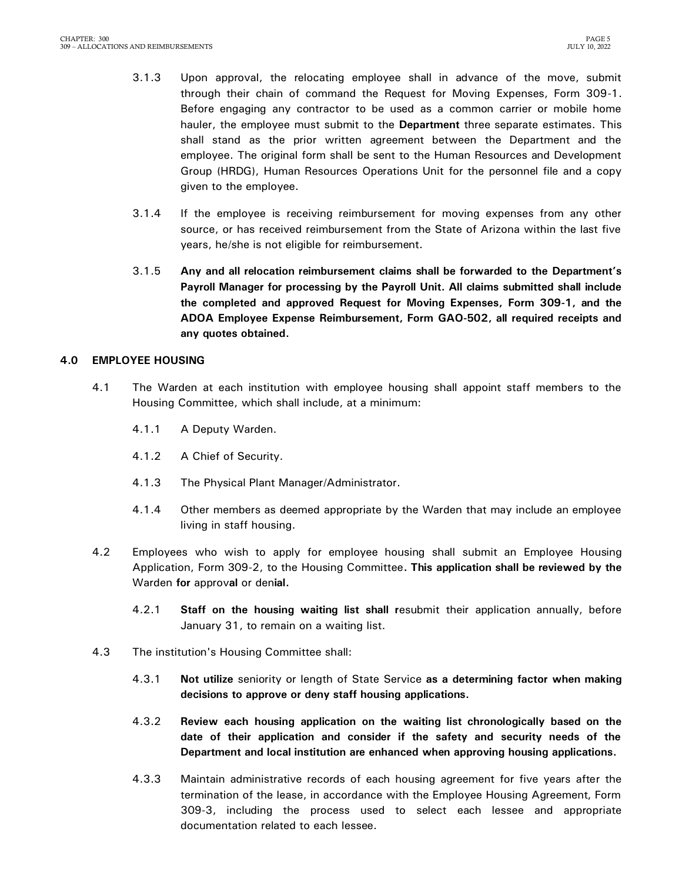3.1.3 Upon approval, the relocating employee shall in advance of the move, submit through their chain of command the Request for Moving Expenses, Form 309-1. Before engaging any contractor to be used as a common carrier or mobile home hauler, the employee must submit to the **Department** three separate estimates. This shall stand as the prior written agreement between the Department and the employee. The original form shall be sent to the Human Resources and Development Group (HRDG), Human Resources Operations Unit for the personnel file and a copy given to the employee.

3.1.4 If the employee is receiving reimbursement for moving expenses from any other source, or has received reimbursement from the State of Arizona within the last five years, he/she is not eligible for reimbursement.

3.1.5 **Any and all relocation reimbursement claims shall be forwarded to the Department's Payroll Manager for processing by the Payroll Unit. All claims submitted shall include the completed and approved Request for Moving Expenses, Form 309-1, and the ADOA Employee Expense Reimbursement, Form GAO-502, all required receipts and any quotes obtained.**

## 4.0 EMPLOYEE HOUSING

4.1 The Warden at each institution with employee housing shall appoint staff members to the Housing Committee, which shall include, at a minimum:

4.1.1 A Deputy Warden.

4.1.2 A Chief of Security.

4.1.3 The Physical Plant Manager/Administrator.

4.1.4 Other members as deemed appropriate by the Warden that may include an employee living in staff housing.

4.2 Employees who wish to apply for employee housing shall submit an Employee Housing Application, Form 309-2, to the Housing Committee**. This application shall be reviewed by the** Warden **for** approv**al** or den**ial.**

4.2.1 **Staff on the housing waiting list shall r**esubmit their application annually, before January 31, to remain on a waiting list.

4.3 The institution's Housing Committee shall:

4.3.1 **Not utilize** seniority or length of State Service **as a determining factor when making decisions to approve or deny staff housing applications.**

4.3.2 **Review each housing application on the waiting list chronologically based on the date of their application and consider if the safety and security needs of the Department and local institution are enhanced when approving housing applications.**

4.3.3 Maintain administrative records of each housing agreement for five years after the termination of the lease, in accordance with the Employee Housing Agreement, Form 309-3, including the process used to select each lessee and appropriate documentation related to each lessee.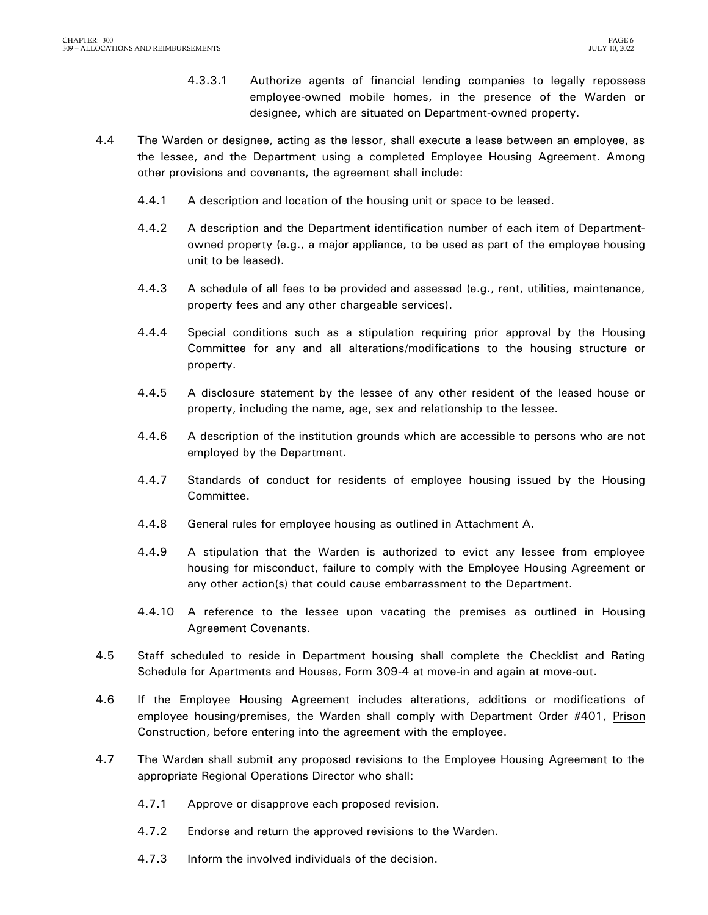4.3.3.1 Authorize agents of financial lending companies to legally repossess employee-owned mobile homes, in the presence of the Warden or designee, which are situated on Department-owned property.

4.4 The Warden or designee, acting as the lessor, shall execute a lease between an employee, as the lessee, and the Department using a completed Employee Housing Agreement. Among other provisions and covenants, the agreement shall include:

4.4.1 A description and location of the housing unit or space to be leased.

4.4.2 A description and the Department identification number of each item of Department-owned property (e.g., a major appliance, to be used as part of the employee housing unit to be leased).

4.4.3 A schedule of all fees to be provided and assessed (e.g., rent, utilities, maintenance, property fees and any other chargeable services).

4.4.4 Special conditions such as a stipulation requiring prior approval by the Housing Committee for any and all alterations/modifications to the housing structure or property.

4.4.5 A disclosure statement by the lessee of any other resident of the leased house or property, including the name, age, sex and relationship to the lessee.

4.4.6 A description of the institution grounds which are accessible to persons who are not employed by the Department.

4.4.7 Standards of conduct for residents of employee housing issued by the Housing Committee.

4.4.8 General rules for employee housing as outlined in Attachment A.

4.4.9 A stipulation that the Warden is authorized to evict any lessee from employee housing for misconduct, failure to comply with the Employee Housing Agreement or any other action(s) that could cause embarrassment to the Department.

4.4.10 A reference to the lessee upon vacating the premises as outlined in Housing Agreement Covenants.

4.5 Staff scheduled to reside in Department housing shall complete the Checklist and Rating Schedule for Apartments and Houses, Form 309-4 at move-in and again at move-out.

4.6 If the Employee Housing Agreement includes alterations, additions or modifications of employee housing/premises, the Warden shall comply with Department Order #401, Prison Construction, before entering into the agreement with the employee.

4.7 The Warden shall submit any proposed revisions to the Employee Housing Agreement to the appropriate Regional Operations Director who shall:

4.7.1 Approve or disapprove each proposed revision.

4.7.2 Endorse and return the approved revisions to the Warden.

4.7.3 Inform the involved individuals of the decision.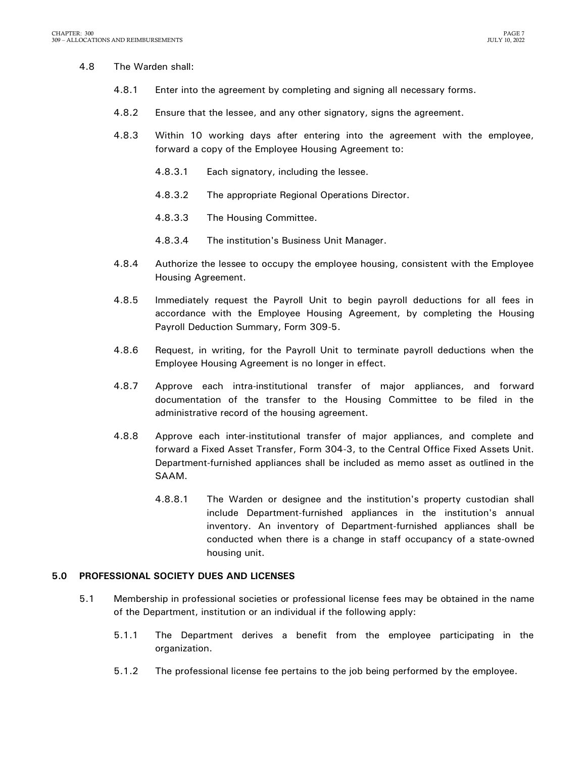4.8 The Warden shall:

4.8.1 Enter into the agreement by completing and signing all necessary forms.

4.8.2 Ensure that the lessee, and any other signatory, signs the agreement.

4.8.3 Within 10 working days after entering into the agreement with the employee, forward a copy of the Employee Housing Agreement to:

4.8.3.1 Each signatory, including the lessee.

4.8.3.2 The appropriate Regional Operations Director.

4.8.3.3 The Housing Committee.

4.8.3.4 The institution's Business Unit Manager.

4.8.4 Authorize the lessee to occupy the employee housing, consistent with the Employee Housing Agreement.

4.8.5 Immediately request the Payroll Unit to begin payroll deductions for all fees in accordance with the Employee Housing Agreement, by completing the Housing Payroll Deduction Summary, Form 309-5.

4.8.6 Request, in writing, for the Payroll Unit to terminate payroll deductions when the Employee Housing Agreement is no longer in effect.

4.8.7 Approve each intra-institutional transfer of major appliances, and forward documentation of the transfer to the Housing Committee to be filed in the administrative record of the housing agreement.

4.8.8 Approve each inter-institutional transfer of major appliances, and complete and forward a Fixed Asset Transfer, Form 304-3, to the Central Office Fixed Assets Unit. Department-furnished appliances shall be included as memo asset as outlined in the SAAM.

4.8.8.1 The Warden or designee and the institution's property custodian shall include Department-furnished appliances in the institution's annual inventory. An inventory of Department-furnished appliances shall be conducted when there is a change in staff occupancy of a state-owned housing unit.

## 5.0 PROFESSIONAL SOCIETY DUES AND LICENSES

5.1 Membership in professional societies or professional license fees may be obtained in the name of the Department, institution or an individual if the following apply:

5.1.1 The Department derives a benefit from the employee participating in the organization.

5.1.2 The professional license fee pertains to the job being performed by the employee.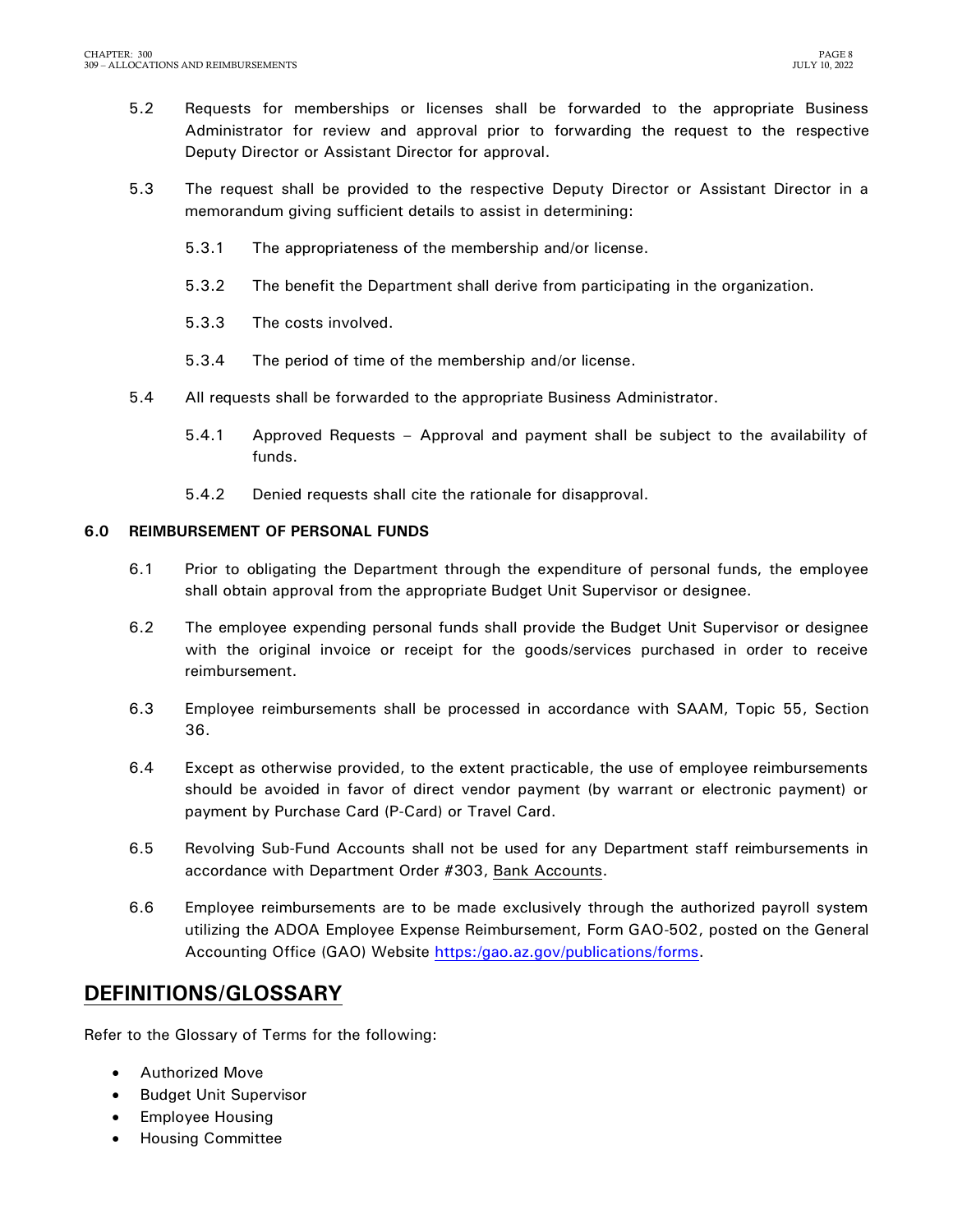5.2 Requests for memberships or licenses shall be forwarded to the appropriate Business Administrator for review and approval prior to forwarding the request to the respective Deputy Director or Assistant Director for approval.

5.3 The request shall be provided to the respective Deputy Director or Assistant Director in a memorandum giving sufficient details to assist in determining:

  5.3.1 The appropriateness of the membership and/or license.

  5.3.2 The benefit the Department shall derive from participating in the organization.

  5.3.3 The costs involved.

  5.3.4 The period of time of the membership and/or license.

5.4 All requests shall be forwarded to the appropriate Business Administrator.

  5.4.1 Approved Requests – Approval and payment shall be subject to the availability of funds.

  5.4.2 Denied requests shall cite the rationale for disapproval.

**6.0 REIMBURSEMENT OF PERSONAL FUNDS**

6.1 Prior to obligating the Department through the expenditure of personal funds, the employee shall obtain approval from the appropriate Budget Unit Supervisor or designee.

6.2 The employee expending personal funds shall provide the Budget Unit Supervisor or designee with the original invoice or receipt for the goods/services purchased in order to receive reimbursement.

6.3 Employee reimbursements shall be processed in accordance with SAAM, Topic 55, Section 36.

6.4 Except as otherwise provided, to the extent practicable, the use of employee reimbursements should be avoided in favor of direct vendor payment (by warrant or electronic payment) or payment by Purchase Card (P-Card) or Travel Card.

6.5 Revolving Sub-Fund Accounts shall not be used for any Department staff reimbursements in accordance with Department Order #303, Bank Accounts.

6.6 Employee reimbursements are to be made exclusively through the authorized payroll system utilizing the ADOA Employee Expense Reimbursement, Form GAO-502, posted on the General Accounting Office (GAO) Website https:/gao.az.gov/publications/forms.

## DEFINITIONS/GLOSSARY

Refer to the Glossary of Terms for the following:

- Authorized Move
- Budget Unit Supervisor
- Employee Housing
- Housing Committee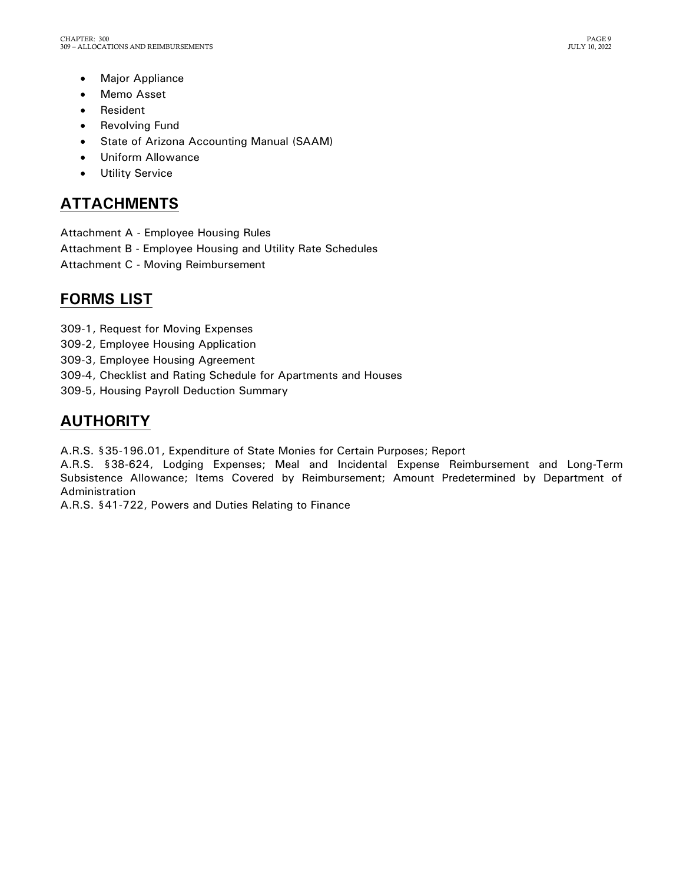- Major Appliance
- Memo Asset
- Resident
- Revolving Fund
- State of Arizona Accounting Manual (SAAM)
- Uniform Allowance
- Utility Service

## ATTACHMENTS

Attachment A - Employee Housing Rules
Attachment B - Employee Housing and Utility Rate Schedules
Attachment C - Moving Reimbursement

## FORMS LIST

309-1, Request for Moving Expenses
309-2, Employee Housing Application
309-3, Employee Housing Agreement
309-4, Checklist and Rating Schedule for Apartments and Houses
309-5, Housing Payroll Deduction Summary

## AUTHORITY

A.R.S. §35-196.01, Expenditure of State Monies for Certain Purposes; Report
A.R.S. §38-624, Lodging Expenses; Meal and Incidental Expense Reimbursement and Long-Term Subsistence Allowance; Items Covered by Reimbursement; Amount Predetermined by Department of Administration
A.R.S. §41-722, Powers and Duties Relating to Finance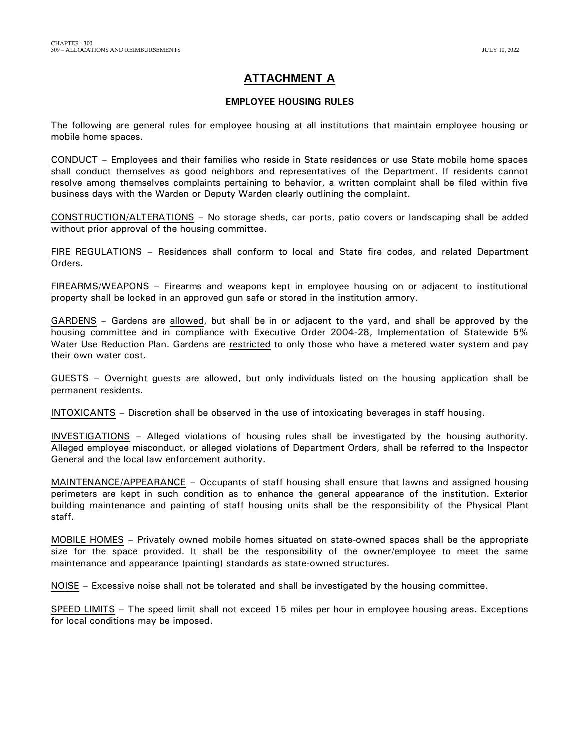# ATTACHMENT A

### EMPLOYEE HOUSING RULES

The following are general rules for employee housing at all institutions that maintain employee housing or mobile home spaces.

CONDUCT – Employees and their families who reside in State residences or use State mobile home spaces shall conduct themselves as good neighbors and representatives of the Department. If residents cannot resolve among themselves complaints pertaining to behavior, a written complaint shall be filed within five business days with the Warden or Deputy Warden clearly outlining the complaint.

CONSTRUCTION/ALTERATIONS – No storage sheds, car ports, patio covers or landscaping shall be added without prior approval of the housing committee.

FIRE REGULATIONS – Residences shall conform to local and State fire codes, and related Department Orders.

FIREARMS/WEAPONS – Firearms and weapons kept in employee housing on or adjacent to institutional property shall be locked in an approved gun safe or stored in the institution armory.

GARDENS – Gardens are allowed, but shall be in or adjacent to the yard, and shall be approved by the housing committee and in compliance with Executive Order 2004-28, Implementation of Statewide 5% Water Use Reduction Plan. Gardens are restricted to only those who have a metered water system and pay their own water cost.

GUESTS – Overnight guests are allowed, but only individuals listed on the housing application shall be permanent residents.

INTOXICANTS – Discretion shall be observed in the use of intoxicating beverages in staff housing.

INVESTIGATIONS – Alleged violations of housing rules shall be investigated by the housing authority. Alleged employee misconduct, or alleged violations of Department Orders, shall be referred to the Inspector General and the local law enforcement authority.

MAINTENANCE/APPEARANCE – Occupants of staff housing shall ensure that lawns and assigned housing perimeters are kept in such condition as to enhance the general appearance of the institution. Exterior building maintenance and painting of staff housing units shall be the responsibility of the Physical Plant staff.

MOBILE HOMES – Privately owned mobile homes situated on state-owned spaces shall be the appropriate size for the space provided. It shall be the responsibility of the owner/employee to meet the same maintenance and appearance (painting) standards as state-owned structures.

NOISE – Excessive noise shall not be tolerated and shall be investigated by the housing committee.

SPEED LIMITS – The speed limit shall not exceed 15 miles per hour in employee housing areas. Exceptions for local conditions may be imposed.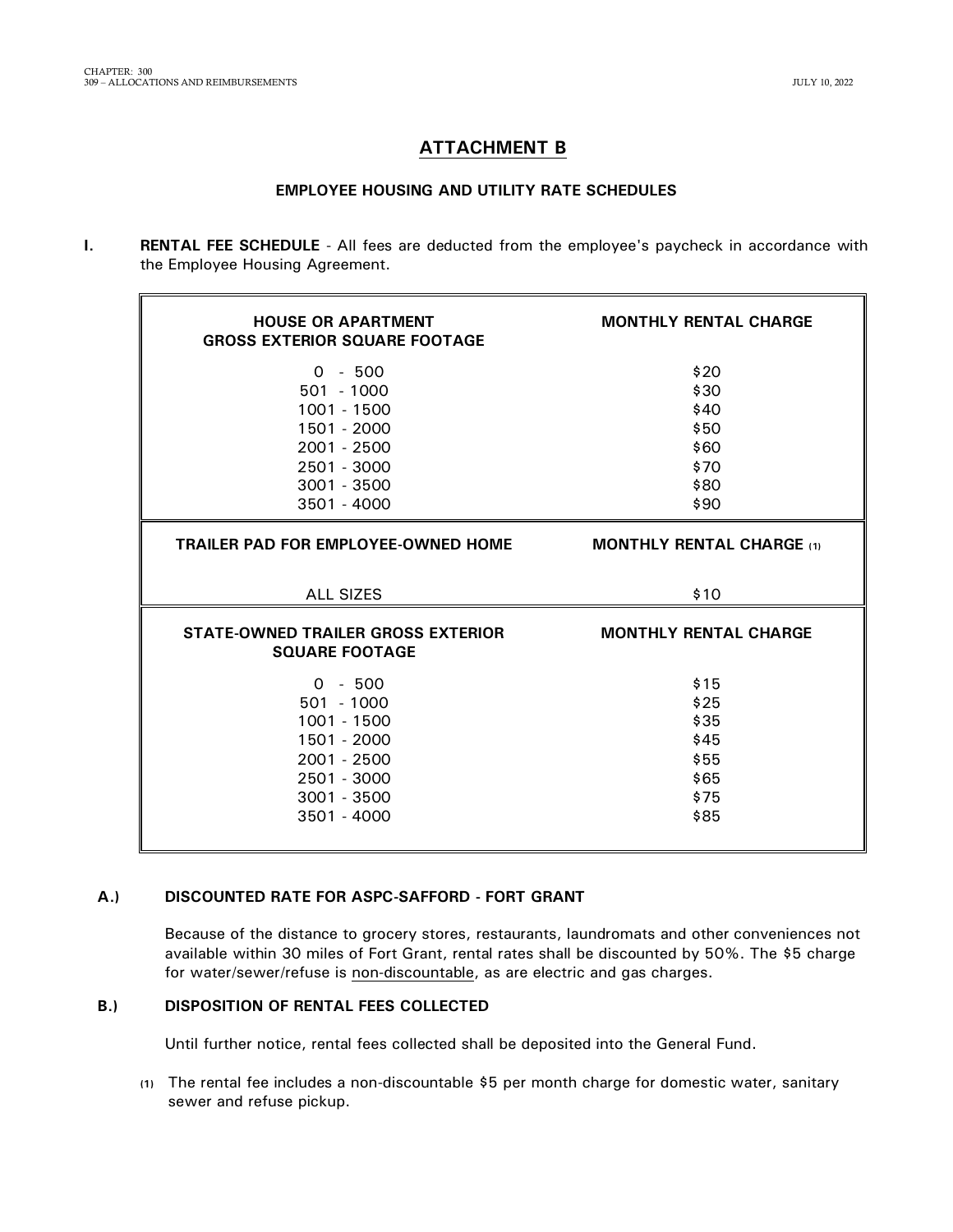# ATTACHMENT B

## EMPLOYEE HOUSING AND UTILITY RATE SCHEDULES

**I. RENTAL FEE SCHEDULE** - All fees are deducted from the employee's paycheck in accordance with the Employee Housing Agreement.

| HOUSE OR APARTMENT GROSS EXTERIOR SQUARE FOOTAGE | MONTHLY RENTAL CHARGE |
|---|---|
| 0 - 500 | $20 |
| 501 - 1000 | $30 |
| 1001 - 1500 | $40 |
| 1501 - 2000 | $50 |
| 2001 - 2500 | $60 |
| 2501 - 3000 | $70 |
| 3001 - 3500 | $80 |
| 3501 - 4000 | $90 |
| **TRAILER PAD FOR EMPLOYEE-OWNED HOME** | **MONTHLY RENTAL CHARGE (1)** |
| ALL SIZES | $10 |
| **STATE-OWNED TRAILER GROSS EXTERIOR SQUARE FOOTAGE** | **MONTHLY RENTAL CHARGE** |
| 0 - 500 | $15 |
| 501 - 1000 | $25 |
| 1001 - 1500 | $35 |
| 1501 - 2000 | $45 |
| 2001 - 2500 | $55 |
| 2501 - 3000 | $65 |
| 3001 - 3500 | $75 |
| 3501 - 4000 | $85 |

### A.) DISCOUNTED RATE FOR ASPC-SAFFORD - FORT GRANT

Because of the distance to grocery stores, restaurants, laundromats and other conveniences not available within 30 miles of Fort Grant, rental rates shall be discounted by 50%. The $5 charge for water/sewer/refuse is non-discountable, as are electric and gas charges.

### B.) DISPOSITION OF RENTAL FEES COLLECTED

Until further notice, rental fees collected shall be deposited into the General Fund.

(1) The rental fee includes a non-discountable $5 per month charge for domestic water, sanitary sewer and refuse pickup.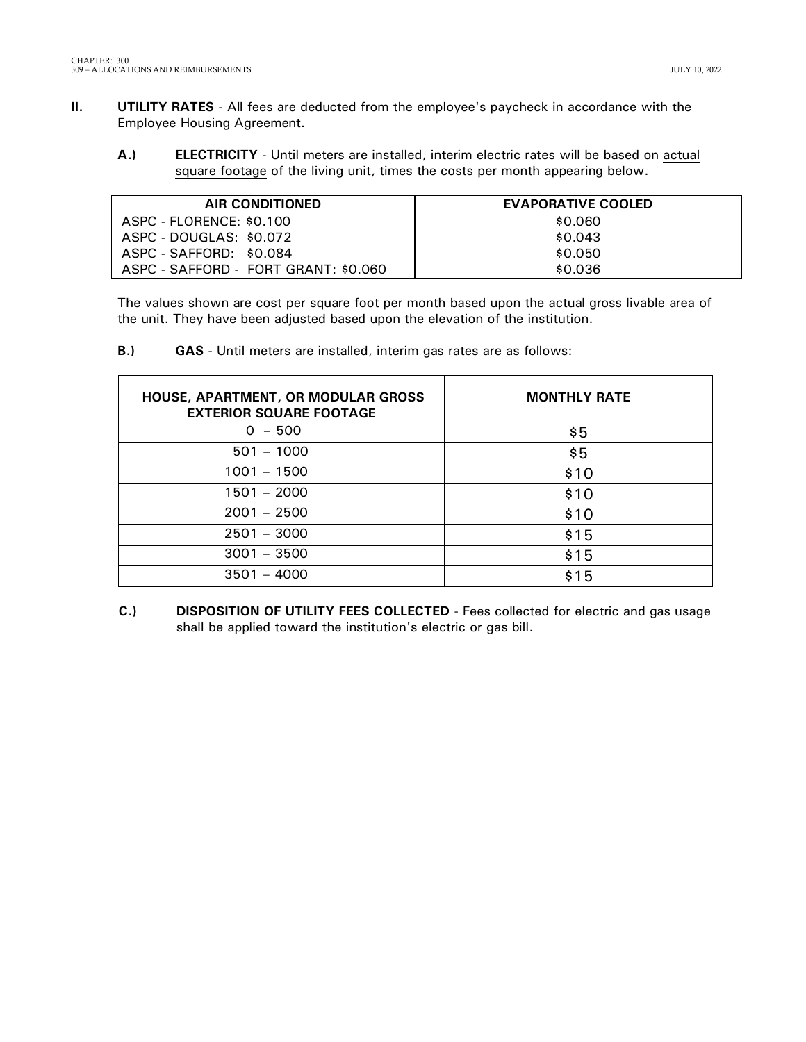**II.** **UTILITY RATES** - All fees are deducted from the employee's paycheck in accordance with the Employee Housing Agreement.

**A.)** **ELECTRICITY** - Until meters are installed, interim electric rates will be based on actual square footage of the living unit, times the costs per month appearing below.

| AIR CONDITIONED | EVAPORATIVE COOLED |
|---|---|
| ASPC - FLORENCE: $0.100 | $0.060 |
| ASPC - DOUGLAS: $0.072 | $0.043 |
| ASPC - SAFFORD: $0.084 | $0.050 |
| ASPC - SAFFORD - FORT GRANT: $0.060 | $0.036 |

The values shown are cost per square foot per month based upon the actual gross livable area of the unit. They have been adjusted based upon the elevation of the institution.

**B.)** **GAS** - Until meters are installed, interim gas rates are as follows:

| HOUSE, APARTMENT, OR MODULAR GROSS EXTERIOR SQUARE FOOTAGE | MONTHLY RATE |
|---|---|
| 0 – 500 | $5 |
| 501 – 1000 | $5 |
| 1001 – 1500 | $10 |
| 1501 – 2000 | $10 |
| 2001 – 2500 | $10 |
| 2501 – 3000 | $15 |
| 3001 – 3500 | $15 |
| 3501 – 4000 | $15 |

**C.)** **DISPOSITION OF UTILITY FEES COLLECTED** - Fees collected for electric and gas usage shall be applied toward the institution's electric or gas bill.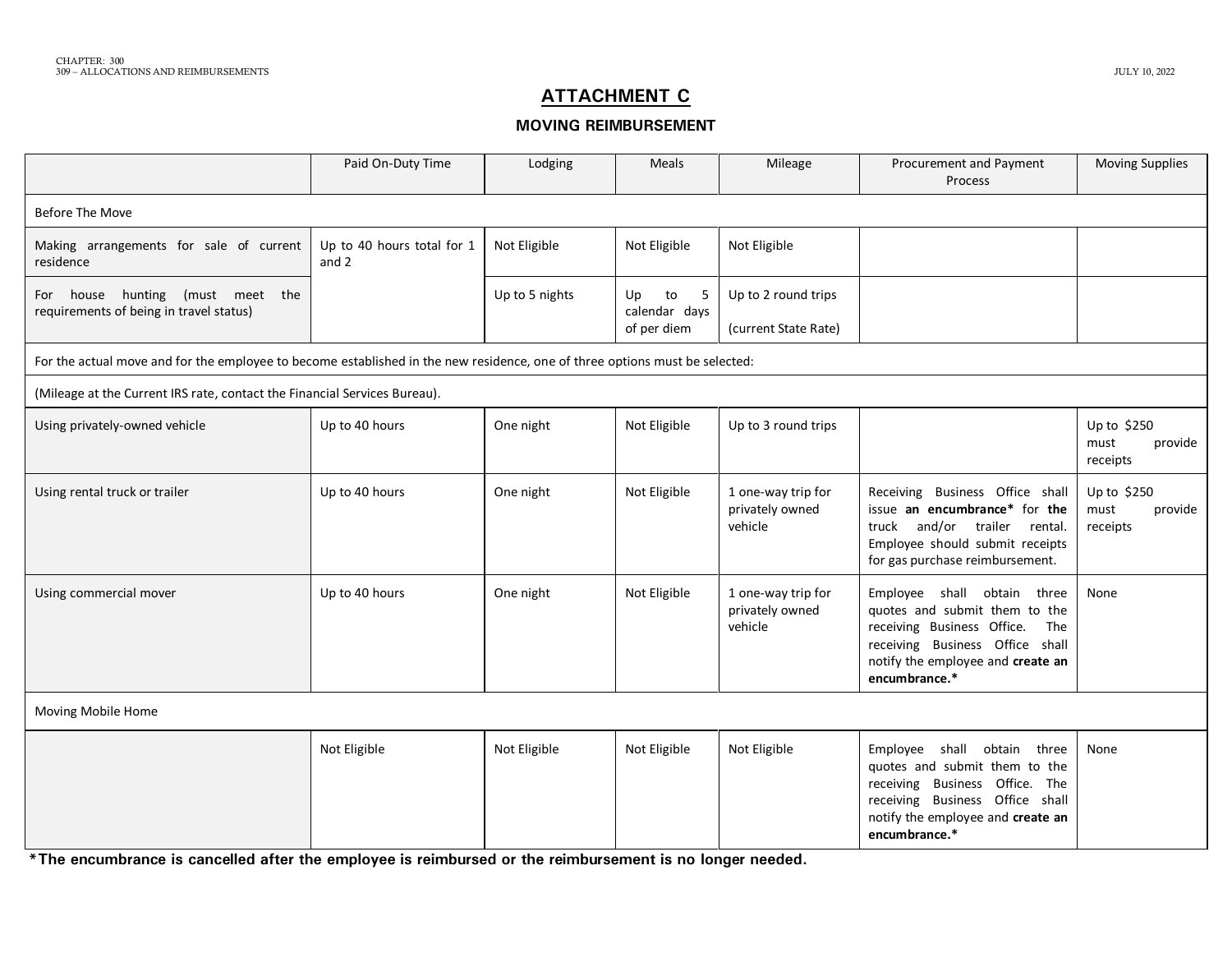# ATTACHMENT C

## MOVING REIMBURSEMENT

| | Paid On-Duty Time | Lodging | Meals | Mileage | Procurement and Payment Process | Moving Supplies |
|---|---|---|---|---|---|---|
| Before The Move | | | | | | |
| Making arrangements for sale of current residence | Up to 40 hours total for 1 and 2 | Not Eligible | Not Eligible | Not Eligible | | |
| For house hunting (must meet the requirements of being in travel status) | | Up to 5 nights | Up to 5 calendar days of per diem | Up to 2 round trips (current State Rate) | | |
| For the actual move and for the employee to become established in the new residence, one of three options must be selected: | | | | | | |
| (Mileage at the Current IRS rate, contact the Financial Services Bureau). | | | | | | |
| Using privately-owned vehicle | Up to 40 hours | One night | Not Eligible | Up to 3 round trips | | Up to $250 must provide receipts |
| Using rental truck or trailer | Up to 40 hours | One night | Not Eligible | 1 one-way trip for privately owned vehicle | Receiving Business Office shall issue **an encumbrance*** for **the** truck and/or trailer rental. Employee should submit receipts for gas purchase reimbursement. | Up to $250 must provide receipts |
| Using commercial mover | Up to 40 hours | One night | Not Eligible | 1 one-way trip for privately owned vehicle | Employee shall obtain three quotes and submit them to the receiving Business Office. The receiving Business Office shall notify the employee and **create an encumbrance.*** | None |
| Moving Mobile Home | | | | | | |
| | Not Eligible | Not Eligible | Not Eligible | Not Eligible | Employee shall obtain three quotes and submit them to the receiving Business Office. The receiving Business Office shall notify the employee and **create an encumbrance.*** | None |

**\*The encumbrance is cancelled after the employee is reimbursed or the reimbursement is no longer needed.**